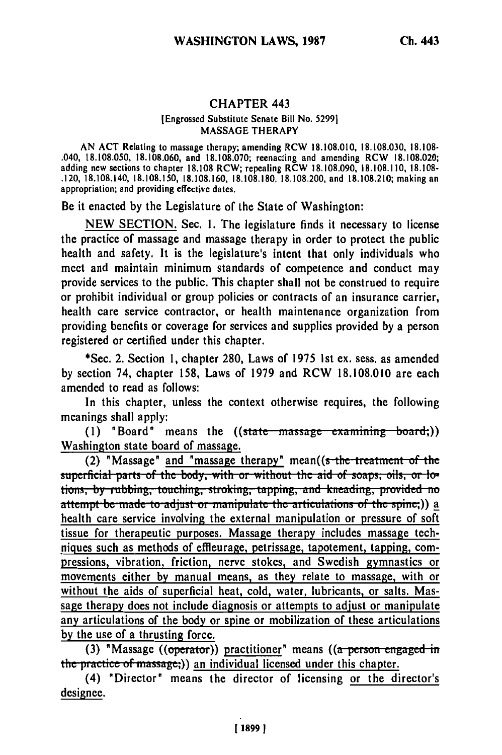# CHAPTER 443

[Engrossed Substitute Senate Bill No. 5299]

MASSAGE THERAPY

AN ACT Relating to massage therapy; amending RCW 18.108.010, 18.108.030, 18.108.040, 18.108.050, 18.108.060, and 18.108.070; reenacting and amending RCW 18.108.020; adding new sections to chapter 18.108 RCW; repealing RCW 18.108.090, 18.108.110, 18.108.120, 18.108.140, 18.108.150, 18.108.160, 18.108.180, 18.108.200, and 18.108.210; making an appropriation; and providing effective dates.

Be it enacted by the Legislature of the State of Washington:

NEW SECTION. Sec. 1. The legislature finds it necessary to license the practice of massage and massage therapy in order to protect the public health and safety. It is the legislature's intent that only individuals who meet and maintain minimum standards of competence and conduct may provide services to the public. This chapter shall not be construed to require or prohibit individual or group policies or contracts of an insurance carrier, health care service contractor, or health maintenance organization from providing benefits or coverage for services and supplies provided by a person registered or certified under this chapter.

*Sec. 2. Section 1, chapter 280, Laws of 1975 1st ex. sess. as amended by section 74, chapter 158, Laws of 1979 and RCW 18.108.010 are each amended to read as follows:

In this chapter, unless the context otherwise requires, the following meanings shall apply:

(1) "Board" means the ((~~state massage examining board;~~)) <u>Washington state board of massage.</u>

(2) "Massage" <u>and "massage therapy"</u> mean((~~s the treatment of the superficial parts of the body, with or without the aid of soaps, oils, or lotions, by rubbing, touching, stroking, tapping, and kneading, provided no attempt be made to adjust or manipulate the articulations of the spine;~~)) <u>a health care service involving the external manipulation or pressure of soft tissue for therapeutic purposes. Massage therapy includes massage techniques such as methods of effleurage, petrissage, tapotement, tapping, compressions, vibration, friction, nerve stokes, and Swedish gymnastics or movements either by manual means, as they relate to massage, with or without the aids of superficial heat, cold, water, lubricants, or salts. Massage therapy does not include diagnosis or attempts to adjust or manipulate any articulations of the body or spine or mobilization of these articulations by the use of a thrusting force.</u>

(3) "Massage ((~~operator~~)) <u>practitioner</u>" means ((~~a person engaged in the practice of massage;~~)) <u>an individual licensed under this chapter.</u>

(4) "Director" means the director of licensing <u>or the director's designee.</u>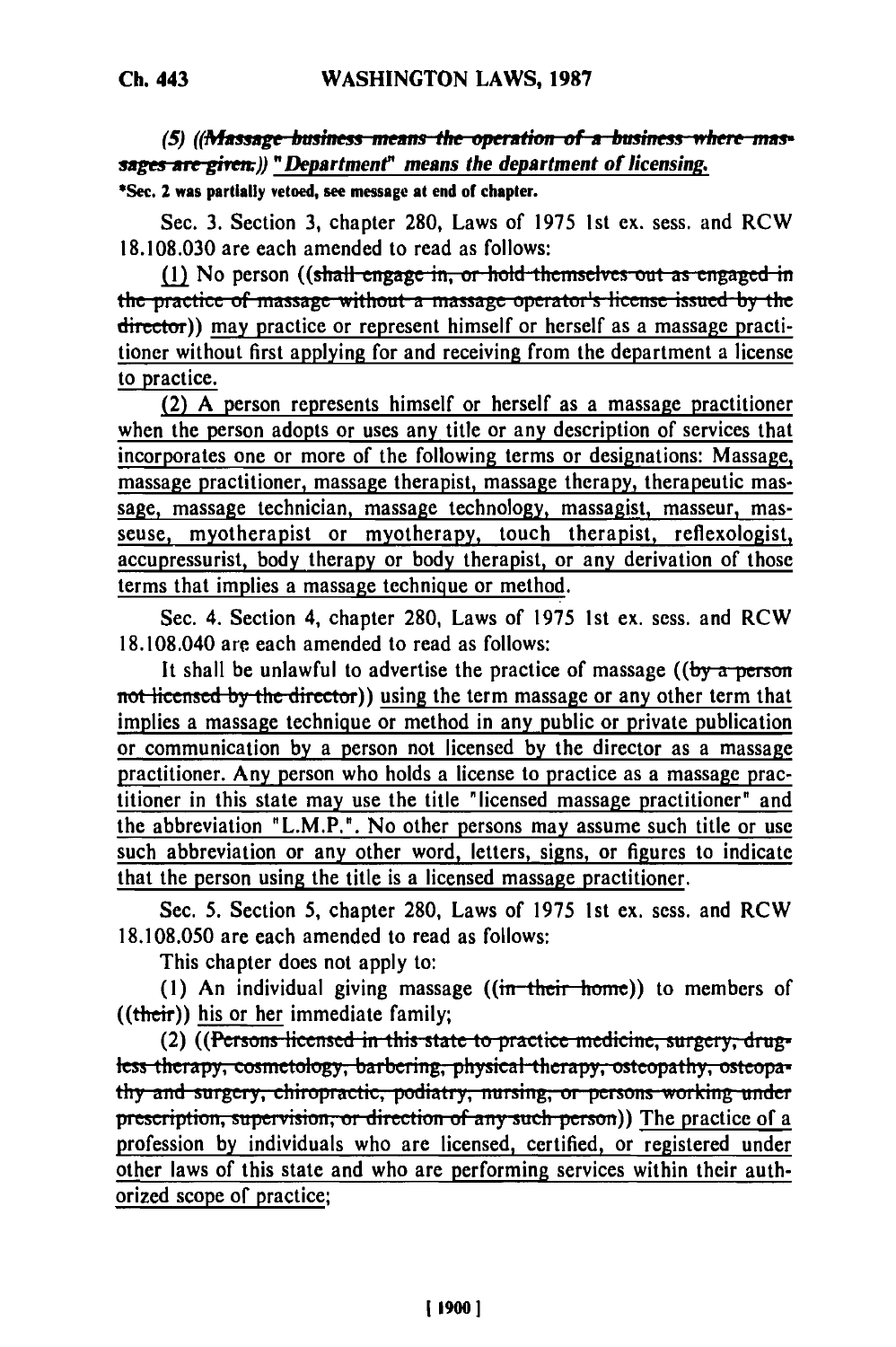(5) ((~~Massage business means the operation of a business where massages are given.~~)) *"Department" means the department of licensing.*

*Sec. 2 was partially vetoed, see message at end of chapter.

Sec. 3. Section 3, chapter 280, Laws of 1975 1st ex. sess. and RCW 18.108.030 are each amended to read as follows:

<u>(1)</u> No person ((~~shall engage in, or hold themselves out as engaged in the practice of massage without a massage operator's license issued by the director~~)) <u>may practice or represent himself or herself as a massage practitioner without first applying for and receiving from the department a license to practice.</u>

<u>(2) A person represents himself or herself as a massage practitioner when the person adopts or uses any title or any description of services that incorporates one or more of the following terms or designations: Massage, massage practitioner, massage therapist, massage therapy, therapeutic massage, massage technician, massage technology, massagist, masseur, masseuse, myotherapist or myotherapy, touch therapist, reflexologist, accupressurist, body therapy or body therapist, or any derivation of those terms that implies a massage technique or method.</u>

Sec. 4. Section 4, chapter 280, Laws of 1975 1st ex. sess. and RCW 18.108.040 are each amended to read as follows:

It shall be unlawful to advertise the practice of massage ((~~by a person not licensed by the director~~)) <u>using the term massage or any other term that implies a massage technique or method in any public or private publication or communication by a person not licensed by the director as a massage practitioner. Any person who holds a license to practice as a massage practitioner in this state may use the title "licensed massage practitioner" and the abbreviation "L.M.P.". No other persons may assume such title or use such abbreviation or any other word, letters, signs, or figures to indicate that the person using the title is a licensed massage practitioner.</u>

Sec. 5. Section 5, chapter 280, Laws of 1975 1st ex. sess. and RCW 18.108.050 are each amended to read as follows:

This chapter does not apply to:

(1) An individual giving massage ((~~in their home~~)) to members of ((~~their~~)) <u>his or her</u> immediate family;

(2) ((~~Persons licensed in this state to practice medicine, surgery, drugless therapy, cosmetology, barbering, physical therapy, osteopathy, osteopathy and surgery, chiropractic, podiatry, nursing, or persons working under prescription, supervision, or direction of any such person~~)) <u>The practice of a profession by individuals who are licensed, certified, or registered under other laws of this state and who are performing services within their authorized scope of practice;</u>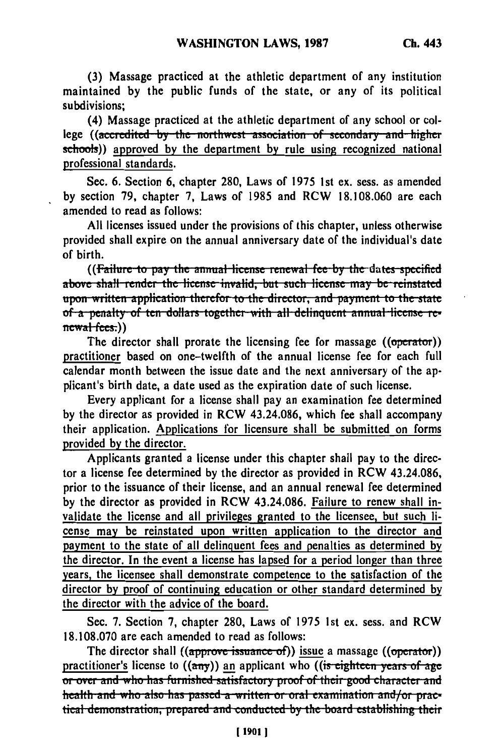(3) Massage practiced at the athletic department of any institution maintained by the public funds of the state, or any of its political subdivisions;

(4) Massage practiced at the athletic department of any school or college ((~~accredited by the northwest association of secondary and higher schools~~)) approved by the department by rule using recognized national professional standards.

Sec. 6. Section 6, chapter 280, Laws of 1975 1st ex. sess. as amended by section 79, chapter 7, Laws of 1985 and RCW 18.108.060 are each amended to read as follows:

All licenses issued under the provisions of this chapter, unless otherwise provided shall expire on the annual anniversary date of the individual's date of birth.

((~~Failure to pay the annual license renewal fee by the dates specified above shall render the license invalid, but such license may be reinstated upon written application therefor to the director, and payment to the state of a penalty of ten dollars together with all delinquent annual license renewal fees.~~))

The director shall prorate the licensing fee for massage ((~~operator~~)) practitioner based on one-twelfth of the annual license fee for each full calendar month between the issue date and the next anniversary of the applicant's birth date, a date used as the expiration date of such license.

Every applicant for a license shall pay an examination fee determined by the director as provided in RCW 43.24.086, which fee shall accompany their application. Applications for licensure shall be submitted on forms provided by the director.

Applicants granted a license under this chapter shall pay to the director a license fee determined by the director as provided in RCW 43.24.086, prior to the issuance of their license, and an annual renewal fee determined by the director as provided in RCW 43.24.086. Failure to renew shall invalidate the license and all privileges granted to the licensee, but such license may be reinstated upon written application to the director and payment to the state of all delinquent fees and penalties as determined by the director. In the event a license has lapsed for a period longer than three years, the licensee shall demonstrate competence to the satisfaction of the director by proof of continuing education or other standard determined by the director with the advice of the board.

Sec. 7. Section 7, chapter 280, Laws of 1975 1st ex. sess. and RCW 18.108.070 are each amended to read as follows:

The director shall ((~~approve issuance of~~)) issue a massage ((~~operator~~)) practitioner's license to ((~~any~~)) an applicant who ((~~is eighteen years of age or over and who has furnished satisfactory proof of their good character and health and who also has passed a written or oral examination and/or practical demonstration, prepared and conducted by the board establishing their~~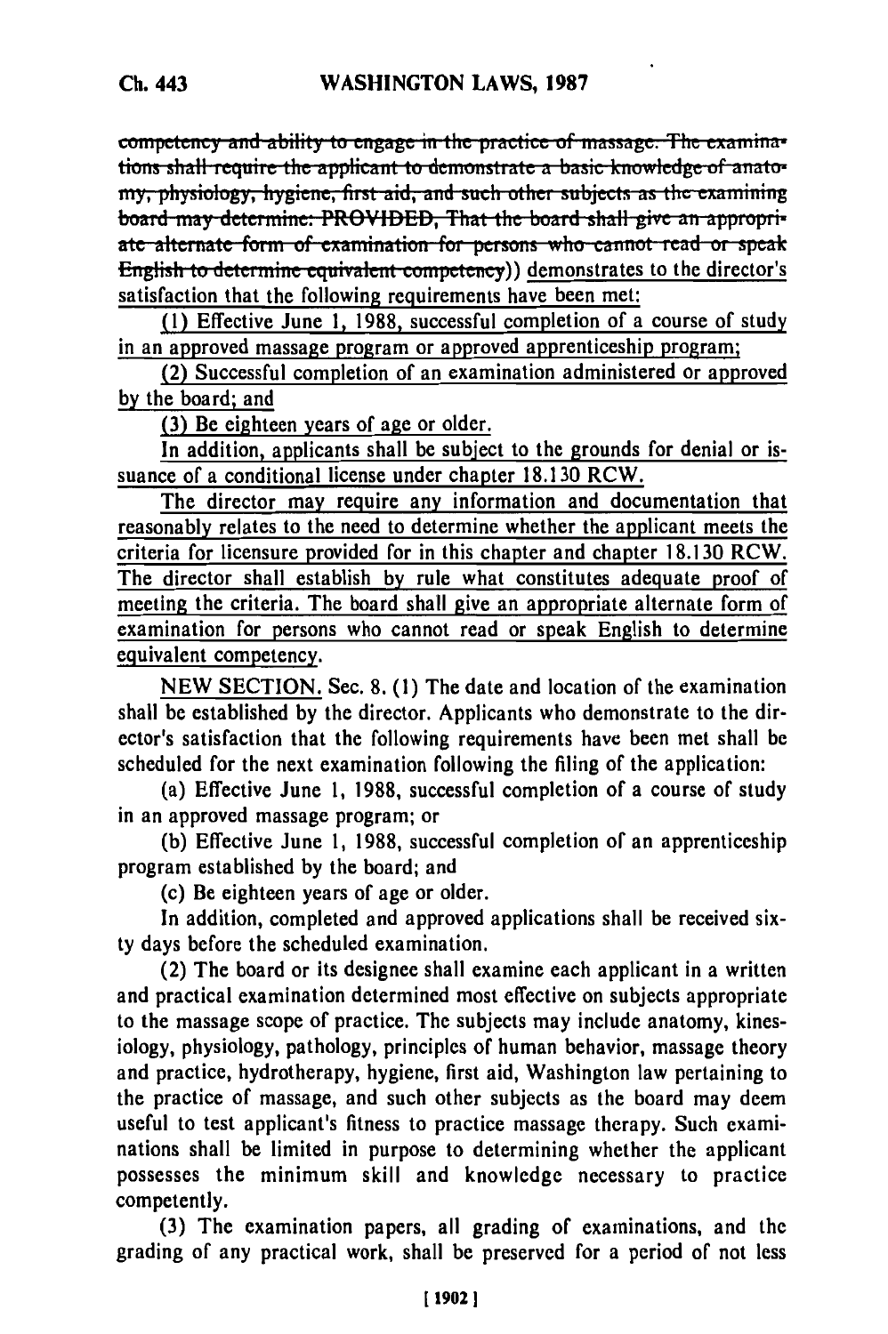~~competency and ability to engage in the practice of massage. The examinations shall require the applicant to demonstrate a basic knowledge of anatomy, physiology, hygiene, first aid, and such other subjects as the examining board may determine: PROVIDED, That the board shall give an appropriate alternate form of examination for persons who cannot read or speak English to determine equivalent competency~~)) <u>demonstrates to the director's satisfaction that the following requirements have been met:</u>

<u>(1) Effective June 1, 1988, successful completion of a course of study in an approved massage program or approved apprenticeship program;</u>

<u>(2) Successful completion of an examination administered or approved by the board; and</u>

<u>(3) Be eighteen years of age or older.</u>

<u>In addition, applicants shall be subject to the grounds for denial or issuance of a conditional license under chapter 18.130 RCW.</u>

<u>The director may require any information and documentation that reasonably relates to the need to determine whether the applicant meets the criteria for licensure provided for in this chapter and chapter 18.130 RCW. The director shall establish by rule what constitutes adequate proof of meeting the criteria. The board shall give an appropriate alternate form of examination for persons who cannot read or speak English to determine equivalent competency.</u>

<u>NEW SECTION.</u> Sec. 8. (1) The date and location of the examination shall be established by the director. Applicants who demonstrate to the director's satisfaction that the following requirements have been met shall be scheduled for the next examination following the filing of the application:

(a) Effective June 1, 1988, successful completion of a course of study in an approved massage program; or

(b) Effective June 1, 1988, successful completion of an apprenticeship program established by the board; and

(c) Be eighteen years of age or older.

In addition, completed and approved applications shall be received sixty days before the scheduled examination.

(2) The board or its designee shall examine each applicant in a written and practical examination determined most effective on subjects appropriate to the massage scope of practice. The subjects may include anatomy, kinesiology, physiology, pathology, principles of human behavior, massage theory and practice, hydrotherapy, hygiene, first aid, Washington law pertaining to the practice of massage, and such other subjects as the board may deem useful to test applicant's fitness to practice massage therapy. Such examinations shall be limited in purpose to determining whether the applicant possesses the minimum skill and knowledge necessary to practice competently.

(3) The examination papers, all grading of examinations, and the grading of any practical work, shall be preserved for a period of not less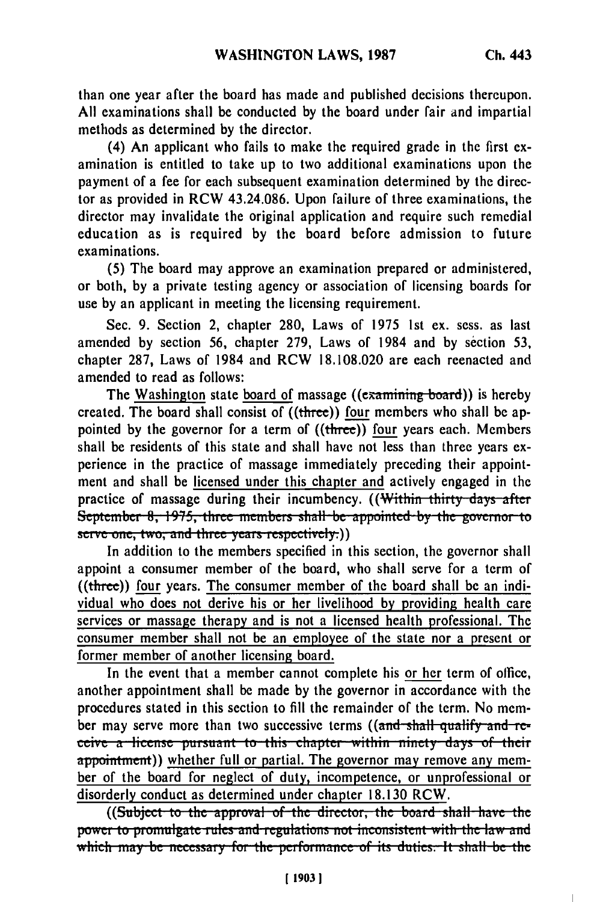than one year after the board has made and published decisions thereupon. All examinations shall be conducted by the board under fair and impartial methods as determined by the director.

(4) An applicant who fails to make the required grade in the first examination is entitled to take up to two additional examinations upon the payment of a fee for each subsequent examination determined by the director as provided in RCW 43.24.086. Upon failure of three examinations, the director may invalidate the original application and require such remedial education as is required by the board before admission to future examinations.

(5) The board may approve an examination prepared or administered, or both, by a private testing agency or association of licensing boards for use by an applicant in meeting the licensing requirement.

Sec. 9. Section 2, chapter 280, Laws of 1975 1st ex. sess. as last amended by section 56, chapter 279, Laws of 1984 and by section 53, chapter 287, Laws of 1984 and RCW 18.108.020 are each reenacted and amended to read as follows:

The Washington state board of massage ((~~examining board~~)) is hereby created. The board shall consist of ((~~three~~)) four members who shall be appointed by the governor for a term of ((~~three~~)) four years each. Members shall be residents of this state and shall have not less than three years experience in the practice of massage immediately preceding their appointment and shall be licensed under this chapter and actively engaged in the practice of massage during their incumbency. ((~~Within thirty days after September 8, 1975, three members shall be appointed by the governor to serve one, two, and three years respectively.~~))

In addition to the members specified in this section, the governor shall appoint a consumer member of the board, who shall serve for a term of ((~~three~~)) four years. The consumer member of the board shall be an individual who does not derive his or her livelihood by providing health care services or massage therapy and is not a licensed health professional. The consumer member shall not be an employee of the state nor a present or former member of another licensing board.

In the event that a member cannot complete his or her term of office, another appointment shall be made by the governor in accordance with the procedures stated in this section to fill the remainder of the term. No member may serve more than two successive terms ((~~and shall qualify and receive a license pursuant to this chapter within ninety days of their appointment~~)) whether full or partial. The governor may remove any member of the board for neglect of duty, incompetence, or unprofessional or disorderly conduct as determined under chapter 18.130 RCW.

((~~Subject to the approval of the director, the board shall have the power to promulgate rules and regulations not inconsistent with the law and which may be necessary for the performance of its duties. It shall be the~~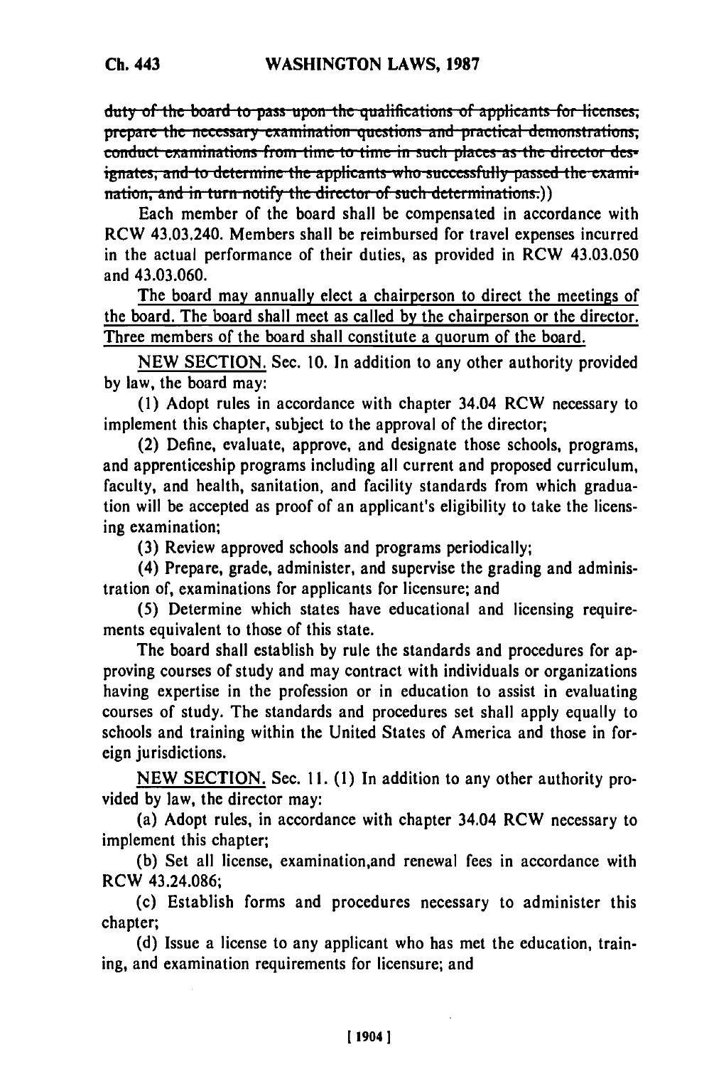~~duty of the board to pass upon the qualifications of applicants for licenses, prepare the necessary examination questions and practical demonstrations, conduct examinations from time to time in such places as the director designates, and to determine the applicants who successfully passed the examination, and in turn notify the director of such determinations.~~))

Each member of the board shall be compensated in accordance with RCW 43.03.240. Members shall be reimbursed for travel expenses incurred in the actual performance of their duties, as provided in RCW 43.03.050 and 43.03.060.

<u>The board may annually elect a chairperson to direct the meetings of the board. The board shall meet as called by the chairperson or the director. Three members of the board shall constitute a quorum of the board.</u>

<u>NEW SECTION.</u> Sec. 10. In addition to any other authority provided by law, the board may:

(1) Adopt rules in accordance with chapter 34.04 RCW necessary to implement this chapter, subject to the approval of the director;

(2) Define, evaluate, approve, and designate those schools, programs, and apprenticeship programs including all current and proposed curriculum, faculty, and health, sanitation, and facility standards from which graduation will be accepted as proof of an applicant's eligibility to take the licensing examination;

(3) Review approved schools and programs periodically;

(4) Prepare, grade, administer, and supervise the grading and administration of, examinations for applicants for licensure; and

(5) Determine which states have educational and licensing requirements equivalent to those of this state.

The board shall establish by rule the standards and procedures for approving courses of study and may contract with individuals or organizations having expertise in the profession or in education to assist in evaluating courses of study. The standards and procedures set shall apply equally to schools and training within the United States of America and those in foreign jurisdictions.

<u>NEW SECTION.</u> Sec. 11. (1) In addition to any other authority provided by law, the director may:

(a) Adopt rules, in accordance with chapter 34.04 RCW necessary to implement this chapter;

(b) Set all license, examination,and renewal fees in accordance with RCW 43.24.086;

(c) Establish forms and procedures necessary to administer this chapter;

(d) Issue a license to any applicant who has met the education, training, and examination requirements for licensure; and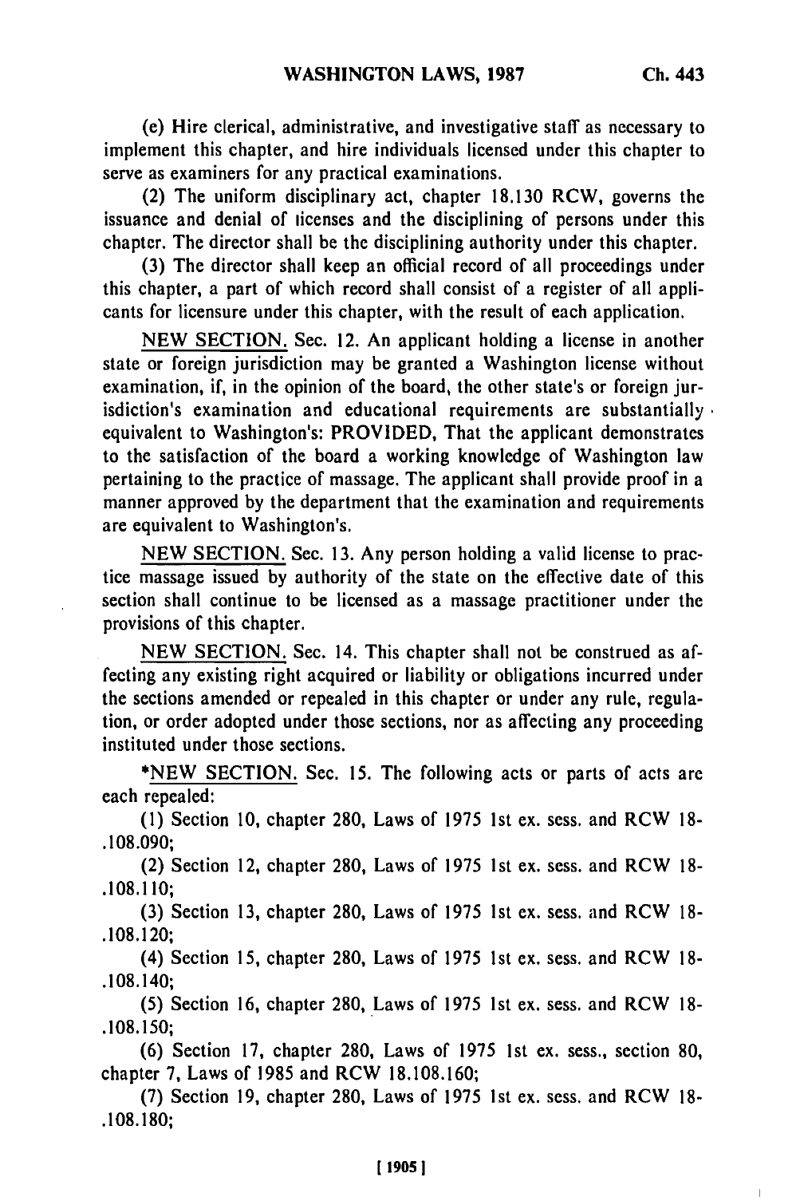(e) Hire clerical, administrative, and investigative staff as necessary to implement this chapter, and hire individuals licensed under this chapter to serve as examiners for any practical examinations.

(2) The uniform disciplinary act, chapter 18.130 RCW, governs the issuance and denial of licenses and the disciplining of persons under this chapter. The director shall be the disciplining authority under this chapter.

(3) The director shall keep an official record of all proceedings under this chapter, a part of which record shall consist of a register of all applicants for licensure under this chapter, with the result of each application.

NEW SECTION. Sec. 12. An applicant holding a license in another state or foreign jurisdiction may be granted a Washington license without examination, if, in the opinion of the board, the other state's or foreign jurisdiction's examination and educational requirements are substantially equivalent to Washington's: PROVIDED, That the applicant demonstrates to the satisfaction of the board a working knowledge of Washington law pertaining to the practice of massage. The applicant shall provide proof in a manner approved by the department that the examination and requirements are equivalent to Washington's.

NEW SECTION. Sec. 13. Any person holding a valid license to practice massage issued by authority of the state on the effective date of this section shall continue to be licensed as a massage practitioner under the provisions of this chapter.

NEW SECTION. Sec. 14. This chapter shall not be construed as affecting any existing right acquired or liability or obligations incurred under the sections amended or repealed in this chapter or under any rule, regulation, or order adopted under those sections, nor as affecting any proceeding instituted under those sections.

*NEW SECTION. Sec. 15. The following acts or parts of acts are each repealed:

(1) Section 10, chapter 280, Laws of 1975 1st ex. sess. and RCW 18.108.090;

(2) Section 12, chapter 280, Laws of 1975 1st ex. sess. and RCW 18.108.110;

(3) Section 13, chapter 280, Laws of 1975 1st ex. sess. and RCW 18.108.120;

(4) Section 15, chapter 280, Laws of 1975 1st ex. sess. and RCW 18.108.140;

(5) Section 16, chapter 280, Laws of 1975 1st ex. sess. and RCW 18.108.150;

(6) Section 17, chapter 280, Laws of 1975 1st ex. sess., section 80, chapter 7, Laws of 1985 and RCW 18.108.160;

(7) Section 19, chapter 280, Laws of 1975 1st ex. sess. and RCW 18.108.180;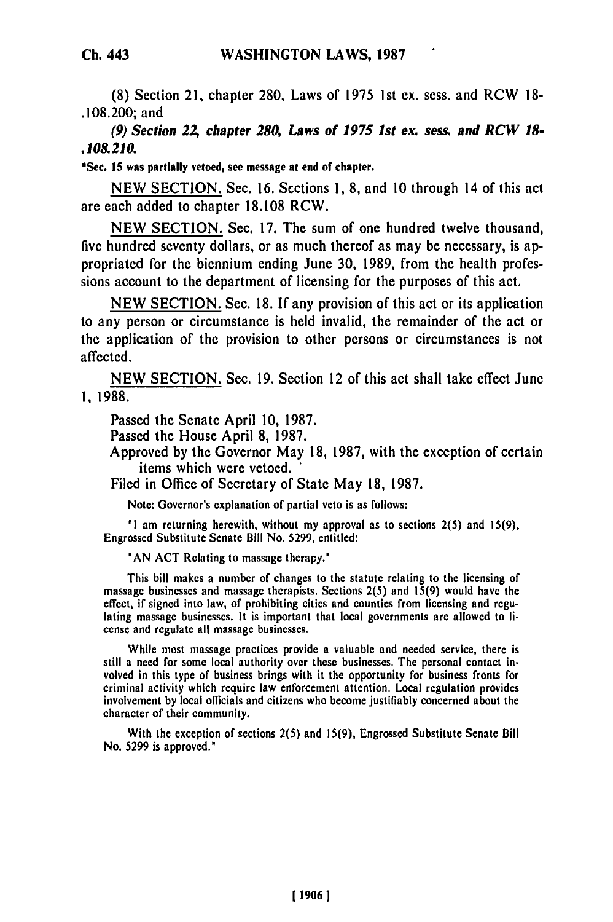(8) Section 21, chapter 280, Laws of 1975 1st ex. sess. and RCW 18-.108.200; and

*(9) Section 22, chapter 280, Laws of 1975 1st ex. sess. and RCW 18-.108.210.*

*Sec. 15 was partially vetoed, see message at end of chapter.

NEW SECTION. Sec. 16. Sections 1, 8, and 10 through 14 of this act are each added to chapter 18.108 RCW.

NEW SECTION. Sec. 17. The sum of one hundred twelve thousand, five hundred seventy dollars, or as much thereof as may be necessary, is appropriated for the biennium ending June 30, 1989, from the health professions account to the department of licensing for the purposes of this act.

NEW SECTION. Sec. 18. If any provision of this act or its application to any person or circumstance is held invalid, the remainder of the act or the application of the provision to other persons or circumstances is not affected.

NEW SECTION. Sec. 19. Section 12 of this act shall take effect June 1, 1988.

Passed the Senate April 10, 1987.

Passed the House April 8, 1987.

Approved by the Governor May 18, 1987, with the exception of certain items which were vetoed.

Filed in Office of Secretary of State May 18, 1987.

Note: Governor's explanation of partial veto is as follows:

"I am returning herewith, without my approval as to sections 2(5) and 15(9), Engrossed Substitute Senate Bill No. 5299, entitled:

"AN ACT Relating to massage therapy."

This bill makes a number of changes to the statute relating to the licensing of massage businesses and massage therapists. Sections 2(5) and 15(9) would have the effect, if signed into law, of prohibiting cities and counties from licensing and regulating massage businesses. It is important that local governments are allowed to license and regulate all massage businesses.

While most massage practices provide a valuable and needed service, there is still a need for some local authority over these businesses. The personal contact involved in this type of business brings with it the opportunity for business fronts for criminal activity which require law enforcement attention. Local regulation provides involvement by local officials and citizens who become justifiably concerned about the character of their community.

With the exception of sections 2(5) and 15(9), Engrossed Substitute Senate Bill No. 5299 is approved."